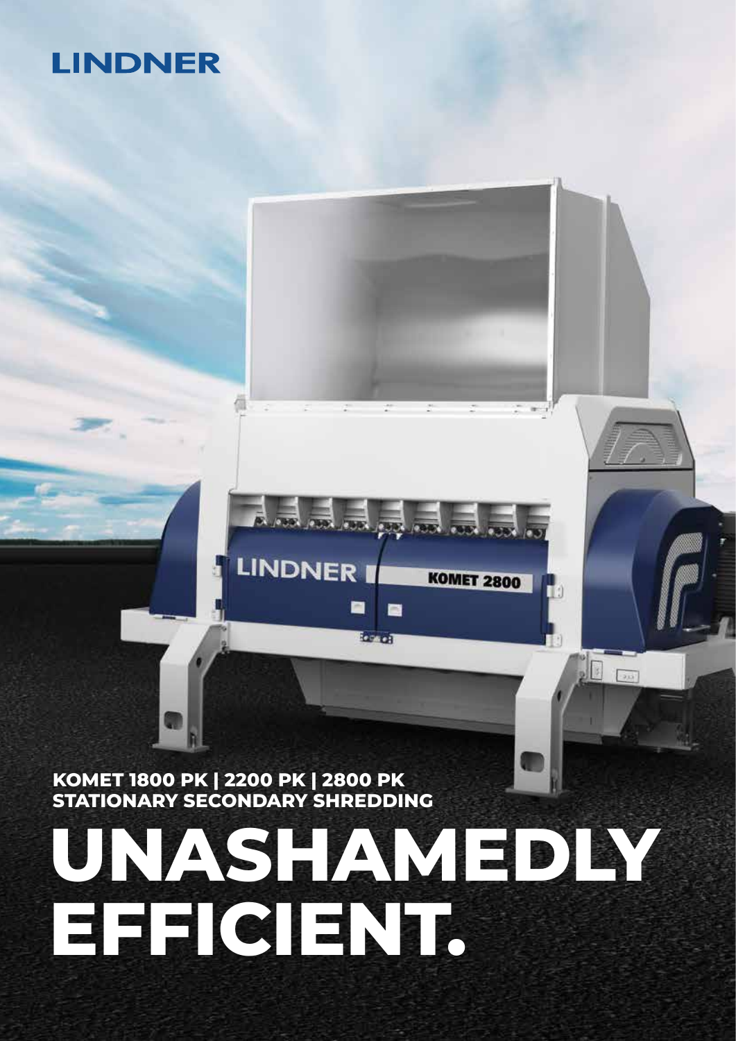LINDNER

KOMET 1800 PK | 2200 PK | 2800 PK
STATIONARY SECONDARY SHREDDING

# UNASHAMEDLY EFFICIENT.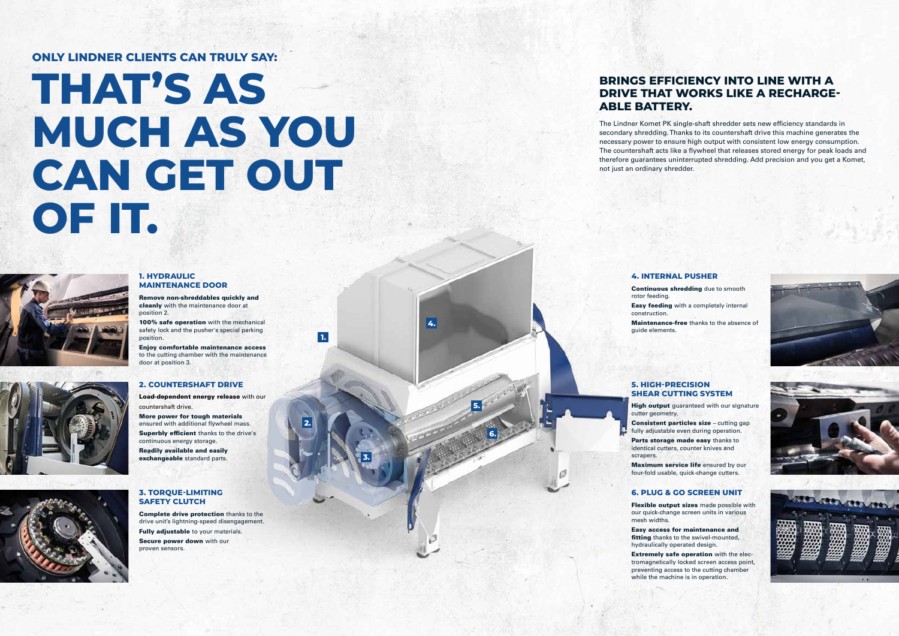**ONLY LINDNER CLIENTS CAN TRULY SAY:**

# THAT'S AS MUCH AS YOU CAN GET OUT OF IT.

## BRINGS EFFICIENCY INTO LINE WITH A DRIVE THAT WORKS LIKE A RECHARGE-ABLE BATTERY.

The Lindner Komet PK single-shaft shredder sets new efficiency standards in secondary shredding. Thanks to its countershaft drive this machine generates the necessary power to ensure high output with consistent low energy consumption. The countershaft acts like a flywheel that releases stored energy for peak loads and therefore guarantees uninterrupted shredding. Add precision and you get a Komet, not just an ordinary shredder.

### 1. HYDRAULIC MAINTENANCE DOOR

**Remove non-shreddables quickly and cleanly** with the maintenance door at position 2.

**100% safe operation** with the mechanical safety lock and the pusher's special parking position.

**Enjoy comfortable maintenance access** to the cutting chamber with the maintenance door at position 3.

### 2. COUNTERSHAFT DRIVE

**Load-dependent energy release** with our countershaft drive.

**More power for tough materials** ensured with additional flywheel mass.

**Superbly efficient** thanks to the drive's continuous energy storage.

**Readily available and easily exchangeable** standard parts.

### 3. TORQUE-LIMITING SAFETY CLUTCH

**Complete drive protection** thanks to the drive unit's lightning-speed disengagement.

**Fully adjustable** to your materials.

**Secure power down** with our proven sensors.

### 4. INTERNAL PUSHER

**Continuous shredding** due to smooth rotor feeding.

**Easy feeding** with a completely internal construction.

**Maintenance-free** thanks to the absence of guide elements.

### 5. HIGH-PRECISION SHEAR CUTTING SYSTEM

**High output** guaranteed with our signature cutter geometry.

**Consistent particles size** – cutting gap fully adjustable even during operation.

**Parts storage made easy** thanks to identical cutters, counter knives and scrapers.

**Maximum service life** ensured by our four-fold usable, quick-change cutters.

### 6. PLUG & GO SCREEN UNIT

**Flexible output sizes** made possible with our quick-change screen units in various mesh widths.

**Easy access for maintenance and fitting** thanks to the swivel-mounted, hydraulically operated design.

**Extremely safe operation** with the electromagnetically locked screen access point, preventing access to the cutting chamber while the machine is in operation.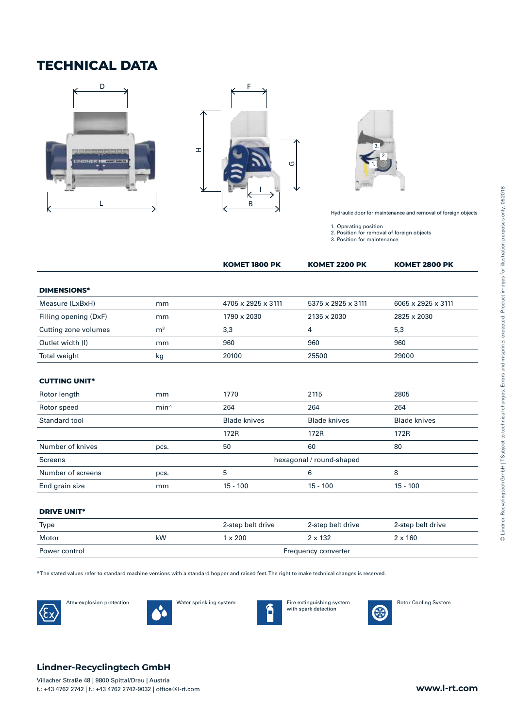# TECHNICAL DATA

D

F

H

G

I

B

L

3.

2.

1.

Hydraulic door for maintenance and removal of foreign objects

1. Operating position
2. Position for removal of foreign objects
3. Position for maintenance

| | | KOMET 1800 PK | KOMET 2200 PK | KOMET 2800 PK |
|---|---|---|---|---|
| **DIMENSIONS*** | | | | |
| Measure (LxBxH) | mm | 4705 x 2925 x 3111 | 5375 x 2925 x 3111 | 6065 x 2925 x 3111 |
| Filling opening (DxF) | mm | 1790 x 2030 | 2135 x 2030 | 2825 x 2030 |
| Cutting zone volumes | $m^3$ | 3,3 | 4 | 5,3 |
| Outlet width (I) | mm | 960 | 960 | 960 |
| Total weight | kg | 20100 | 25500 | 29000 |
| **CUTTING UNIT*** | | | | |
| Rotor length | mm | 1770 | 2115 | 2805 |
| Rotor speed | $min^{-1}$ | 264 | 264 | 264 |
| Standard tool | | Blade knives | Blade knives | Blade knives |
| | | 172R | 172R | 172R |
| Number of knives | pcs. | 50 | 60 | 80 |
| Screens | | hexagonal / round-shaped | | |
| Number of screens | pcs. | 5 | 6 | 8 |
| End grain size | mm | 15 - 100 | 15 - 100 | 15 - 100 |
| **DRIVE UNIT*** | | | | |
| Type | | 2-step belt drive | 2-step belt drive | 2-step belt drive |
| Motor | kW | 1 x 200 | 2 x 132 | 2 x 160 |
| Power control | | Frequency converter | | |

*The stated values refer to standard machine versions with a standard hopper and raised feet. The right to make technical changes is reserved.

Atex-explosion protection

Water sprinkling system

Fire extinguishing system with spark detection

Rotor Cooling System

**Lindner-Recyclingtech GmbH**

Villacher Straße 48 | 9800 Spittal/Drau | Austria
t.: +43 4762 2742 | f.: +43 4762 2742-9032 | office@l-rt.com

**www.l-rt.com**

© Lindner-Recyclingtech GmbH | T Subject to technical changes. Errors and misprints excepted. Product images for illustration purposes only. 052018